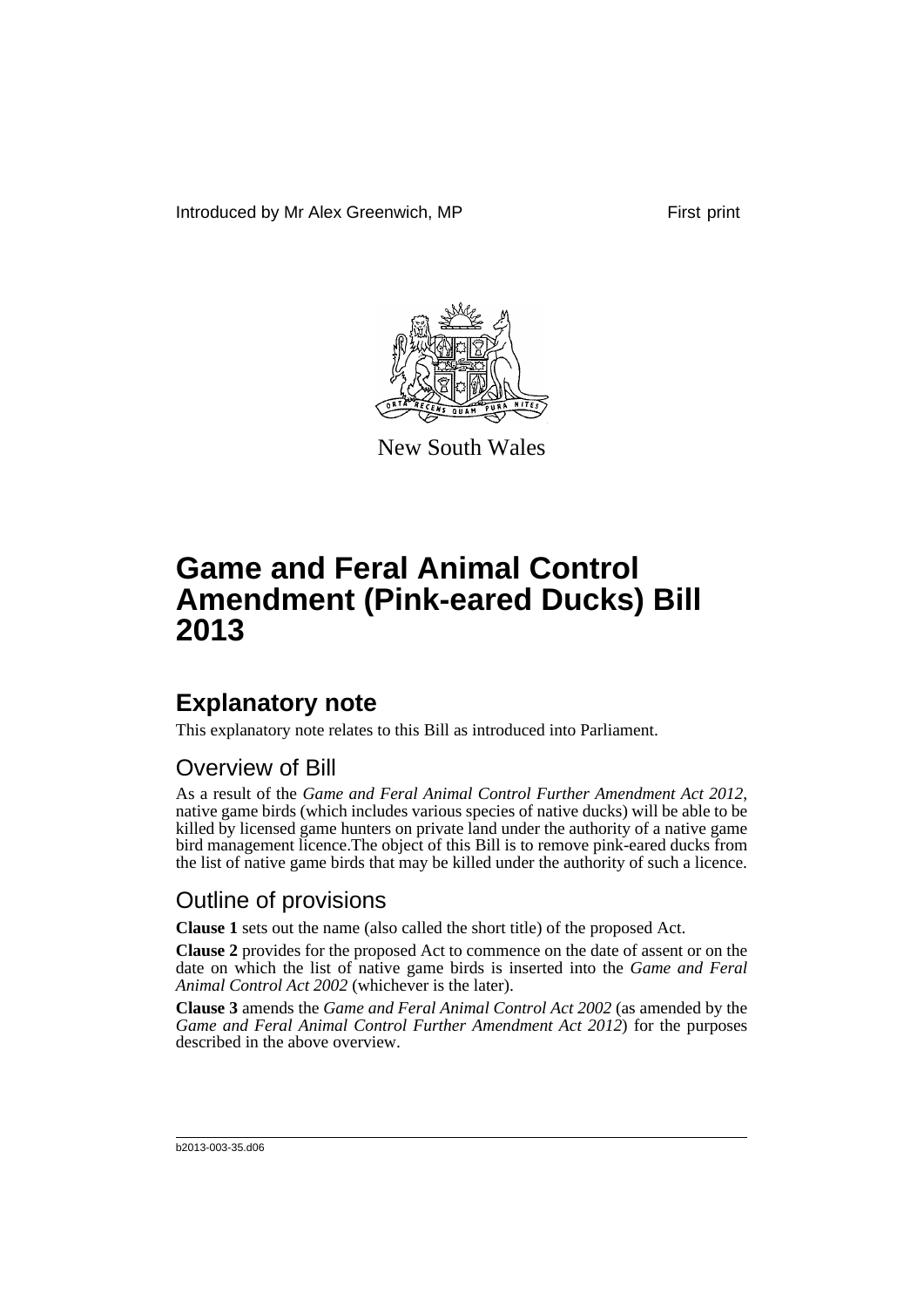Introduced by Mr Alex Greenwich, MP First print

New South Wales

# Game and Feral Animal Control Amendment (Pink-eared Ducks) Bill 2013

## Explanatory note

This explanatory note relates to this Bill as introduced into Parliament.

### Overview of Bill

As a result of the *Game and Feral Animal Control Further Amendment Act 2012*, native game birds (which includes various species of native ducks) will be able to be killed by licensed game hunters on private land under the authority of a native game bird management licence.The object of this Bill is to remove pink-eared ducks from the list of native game birds that may be killed under the authority of such a licence.

### Outline of provisions

**Clause 1** sets out the name (also called the short title) of the proposed Act.

**Clause 2** provides for the proposed Act to commence on the date of assent or on the date on which the list of native game birds is inserted into the *Game and Feral Animal Control Act 2002* (whichever is the later).

**Clause 3** amends the *Game and Feral Animal Control Act 2002* (as amended by the *Game and Feral Animal Control Further Amendment Act 2012*) for the purposes described in the above overview.

b2013-003-35.d06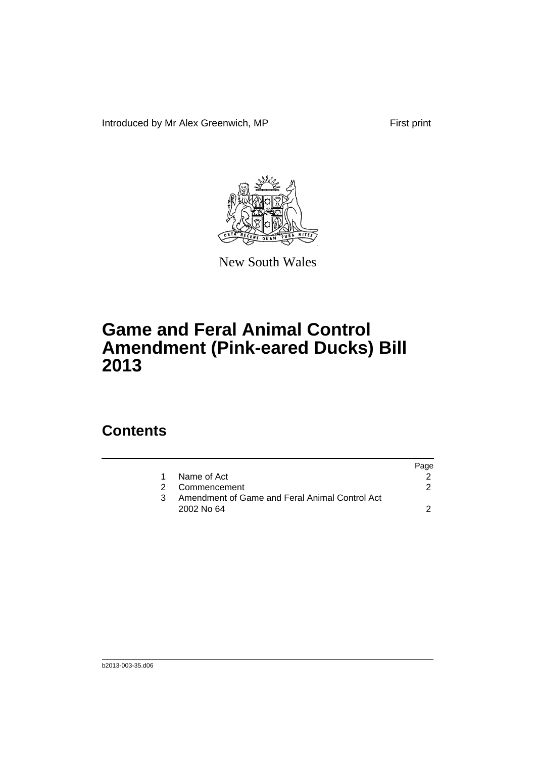Introduced by Mr Alex Greenwich, MP First print

New South Wales

# Game and Feral Animal Control Amendment (Pink-eared Ducks) Bill 2013

## Contents

| | | Page |
|---|---|---|
| 1 | Name of Act | 2 |
| 2 | Commencement | 2 |
| 3 | Amendment of Game and Feral Animal Control Act 2002 No 64 | 2 |

b2013-003-35.d06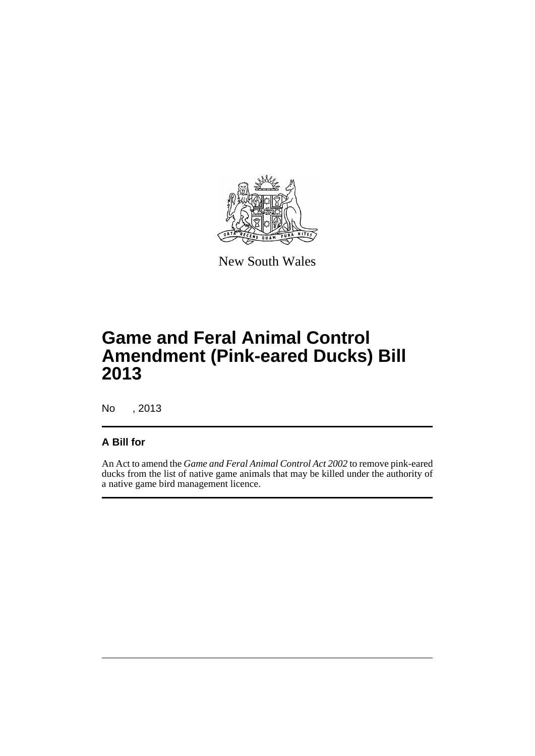New South Wales

# Game and Feral Animal Control Amendment (Pink-eared Ducks) Bill 2013

No , 2013

## A Bill for

An Act to amend the *Game and Feral Animal Control Act 2002* to remove pink-eared ducks from the list of native game animals that may be killed under the authority of a native game bird management licence.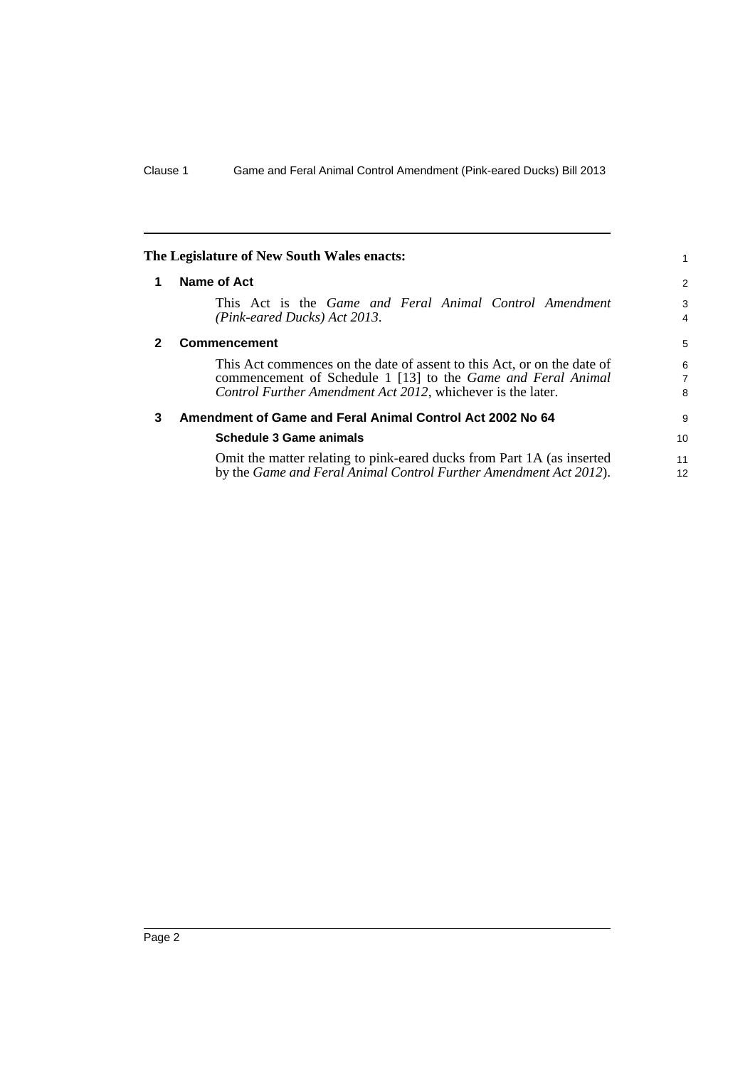**The Legislature of New South Wales enacts:**

## 1 Name of Act

This Act is the *Game and Feral Animal Control Amendment (Pink-eared Ducks) Act 2013*.

## 2 Commencement

This Act commences on the date of assent to this Act, or on the date of commencement of Schedule 1 [13] to the *Game and Feral Animal Control Further Amendment Act 2012*, whichever is the later.

## 3 Amendment of Game and Feral Animal Control Act 2002 No 64

**Schedule 3 Game animals**

Omit the matter relating to pink-eared ducks from Part 1A (as inserted by the *Game and Feral Animal Control Further Amendment Act 2012*).